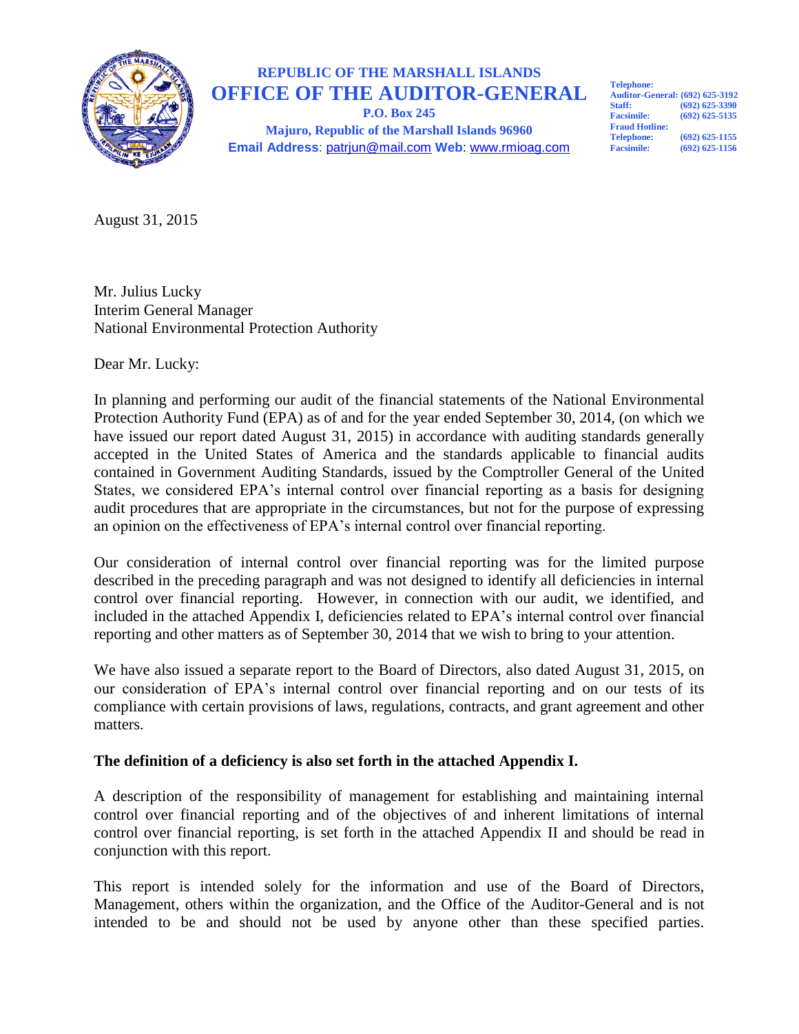**REPUBLIC OF THE MARSHALL ISLANDS**

# OFFICE OF THE AUDITOR-GENERAL

**P.O. Box 245**

**Majuro, Republic of the Marshall Islands 96960**

**Email Address**: patrjun@mail.com **Web**: www.rmioag.com

**Telephone:**
**Auditor-General: (692) 625-3192**
**Staff: (692) 625-3390**
**Facsimile: (692) 625-5135**
**Fraud Hotline:**
**Telephone: (692) 625-1155**
**Facsimile: (692) 625-1156**

August 31, 2015

Mr. Julius Lucky
Interim General Manager
National Environmental Protection Authority

Dear Mr. Lucky:

In planning and performing our audit of the financial statements of the National Environmental Protection Authority Fund (EPA) as of and for the year ended September 30, 2014, (on which we have issued our report dated August 31, 2015) in accordance with auditing standards generally accepted in the United States of America and the standards applicable to financial audits contained in Government Auditing Standards, issued by the Comptroller General of the United States, we considered EPA's internal control over financial reporting as a basis for designing audit procedures that are appropriate in the circumstances, but not for the purpose of expressing an opinion on the effectiveness of EPA's internal control over financial reporting.

Our consideration of internal control over financial reporting was for the limited purpose described in the preceding paragraph and was not designed to identify all deficiencies in internal control over financial reporting. However, in connection with our audit, we identified, and included in the attached Appendix I, deficiencies related to EPA's internal control over financial reporting and other matters as of September 30, 2014 that we wish to bring to your attention.

We have also issued a separate report to the Board of Directors, also dated August 31, 2015, on our consideration of EPA's internal control over financial reporting and on our tests of its compliance with certain provisions of laws, regulations, contracts, and grant agreement and other matters.

**The definition of a deficiency is also set forth in the attached Appendix I.**

A description of the responsibility of management for establishing and maintaining internal control over financial reporting and of the objectives of and inherent limitations of internal control over financial reporting, is set forth in the attached Appendix II and should be read in conjunction with this report.

This report is intended solely for the information and use of the Board of Directors, Management, others within the organization, and the Office of the Auditor-General and is not intended to be and should not be used by anyone other than these specified parties.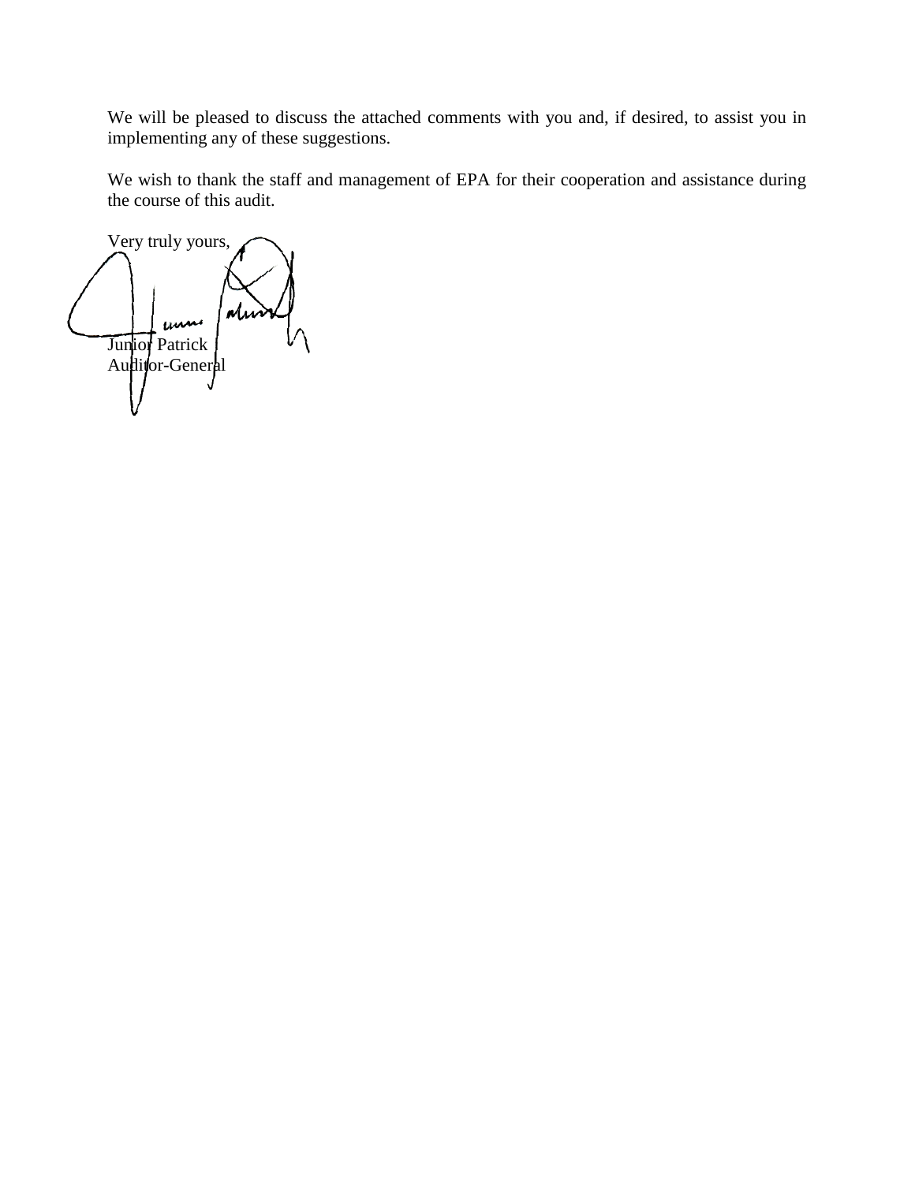We will be pleased to discuss the attached comments with you and, if desired, to assist you in implementing any of these suggestions.

We wish to thank the staff and management of EPA for their cooperation and assistance during the course of this audit.

Very truly yours,

Junior Patrick
Auditor-General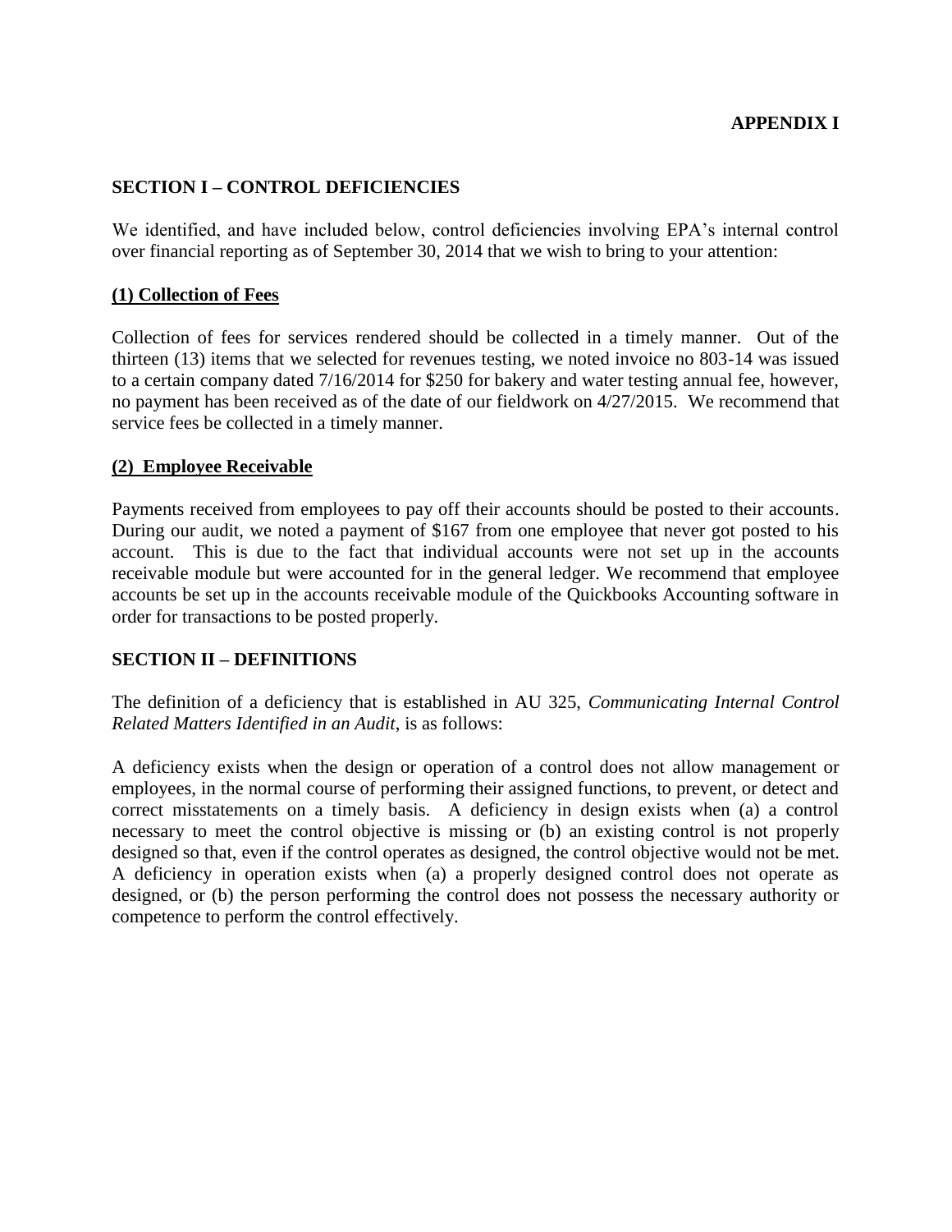**APPENDIX I**

## SECTION I – CONTROL DEFICIENCIES

We identified, and have included below, control deficiencies involving EPA's internal control over financial reporting as of September 30, 2014 that we wish to bring to your attention:

### <u>(1) Collection of Fees</u>

Collection of fees for services rendered should be collected in a timely manner. Out of the thirteen (13) items that we selected for revenues testing, we noted invoice no 803-14 was issued to a certain company dated 7/16/2014 for $250 for bakery and water testing annual fee, however, no payment has been received as of the date of our fieldwork on 4/27/2015. We recommend that service fees be collected in a timely manner.

### <u>(2) Employee Receivable</u>

Payments received from employees to pay off their accounts should be posted to their accounts. During our audit, we noted a payment of $167 from one employee that never got posted to his account. This is due to the fact that individual accounts were not set up in the accounts receivable module but were accounted for in the general ledger. We recommend that employee accounts be set up in the accounts receivable module of the Quickbooks Accounting software in order for transactions to be posted properly.

## SECTION II – DEFINITIONS

The definition of a deficiency that is established in AU 325, *Communicating Internal Control Related Matters Identified in an Audit*, is as follows:

A deficiency exists when the design or operation of a control does not allow management or employees, in the normal course of performing their assigned functions, to prevent, or detect and correct misstatements on a timely basis. A deficiency in design exists when (a) a control necessary to meet the control objective is missing or (b) an existing control is not properly designed so that, even if the control operates as designed, the control objective would not be met. A deficiency in operation exists when (a) a properly designed control does not operate as designed, or (b) the person performing the control does not possess the necessary authority or competence to perform the control effectively.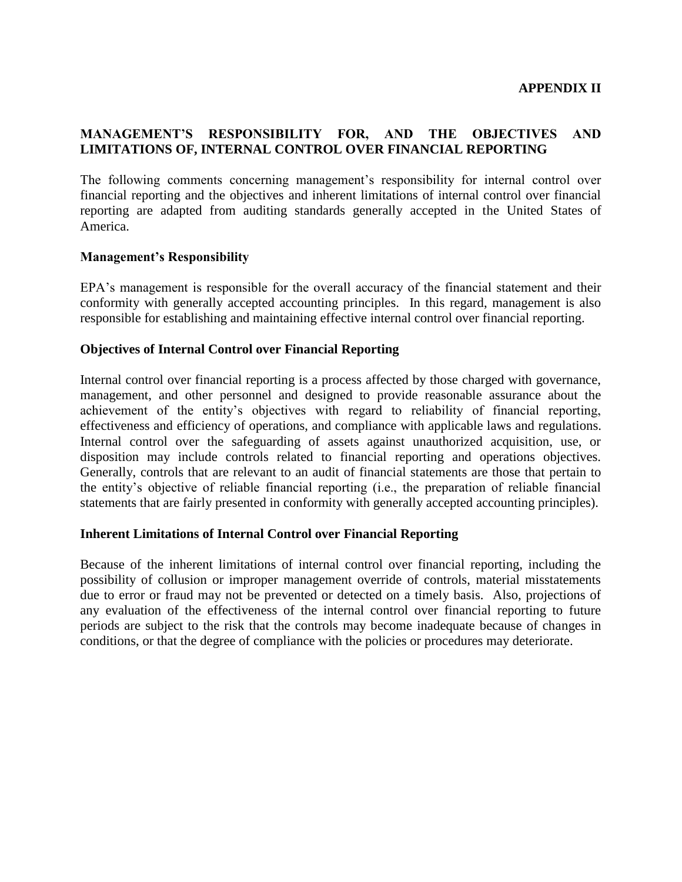**APPENDIX II**

## MANAGEMENT'S RESPONSIBILITY FOR, AND THE OBJECTIVES AND LIMITATIONS OF, INTERNAL CONTROL OVER FINANCIAL REPORTING

The following comments concerning management's responsibility for internal control over financial reporting and the objectives and inherent limitations of internal control over financial reporting are adapted from auditing standards generally accepted in the United States of America.

### Management's Responsibility

EPA's management is responsible for the overall accuracy of the financial statement and their conformity with generally accepted accounting principles. In this regard, management is also responsible for establishing and maintaining effective internal control over financial reporting.

### Objectives of Internal Control over Financial Reporting

Internal control over financial reporting is a process affected by those charged with governance, management, and other personnel and designed to provide reasonable assurance about the achievement of the entity's objectives with regard to reliability of financial reporting, effectiveness and efficiency of operations, and compliance with applicable laws and regulations. Internal control over the safeguarding of assets against unauthorized acquisition, use, or disposition may include controls related to financial reporting and operations objectives. Generally, controls that are relevant to an audit of financial statements are those that pertain to the entity's objective of reliable financial reporting (i.e., the preparation of reliable financial statements that are fairly presented in conformity with generally accepted accounting principles).

### Inherent Limitations of Internal Control over Financial Reporting

Because of the inherent limitations of internal control over financial reporting, including the possibility of collusion or improper management override of controls, material misstatements due to error or fraud may not be prevented or detected on a timely basis. Also, projections of any evaluation of the effectiveness of the internal control over financial reporting to future periods are subject to the risk that the controls may become inadequate because of changes in conditions, or that the degree of compliance with the policies or procedures may deteriorate.